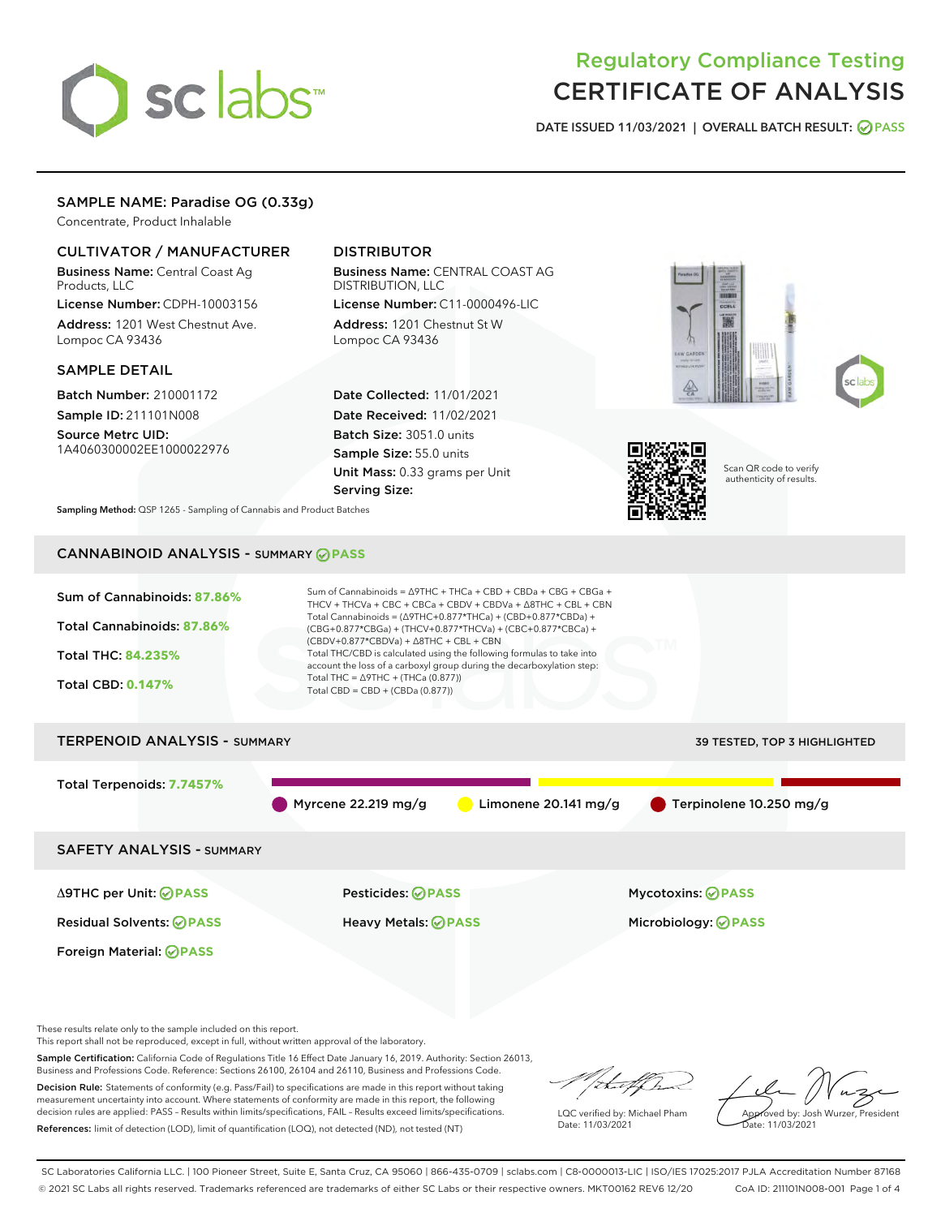# Regulatory Compliance Testing
# CERTIFICATE OF ANALYSIS

DATE ISSUED 11/03/2021 | OVERALL BATCH RESULT: PASS

## SAMPLE NAME: Paradise OG (0.33g)

Concentrate, Product Inhalable

### CULTIVATOR / MANUFACTURER

**Business Name:** Central Coast Ag Products, LLC

**License Number:** CDPH-10003156

**Address:** 1201 West Chestnut Ave. Lompoc CA 93436

### DISTRIBUTOR

**Business Name:** CENTRAL COAST AG DISTRIBUTION, LLC

**License Number:** C11-0000496-LIC

**Address:** 1201 Chestnut St W Lompoc CA 93436

### SAMPLE DETAIL

**Batch Number:** 210001172

**Sample ID:** 211101N008

**Source Metrc UID:** 1A4060300002EE1000022976

**Date Collected:** 11/01/2021

**Date Received:** 11/02/2021

**Batch Size:** 3051.0 units

**Sample Size:** 55.0 units

**Unit Mass:** 0.33 grams per Unit

**Serving Size:**

Scan QR code to verify authenticity of results.

**Sampling Method:** QSP 1265 - Sampling of Cannabis and Product Batches

## CANNABINOID ANALYSIS - SUMMARY PASS

Sum of Cannabinoids: **87.86%**

Total Cannabinoids: **87.86%**

Total THC: **84.235%**

Total CBD: **0.147%**

Sum of Cannabinoids = Δ9THC + THCa + CBD + CBDa + CBG + CBGa + THCV + THCVa + CBC + CBCa + CBDV + CBDVa + Δ8THC + CBL + CBN

Total Cannabinoids = (Δ9THC+0.877*THCa) + (CBD+0.877*CBDa) + (CBG+0.877*CBGa) + (THCV+0.877*THCVa) + (CBC+0.877*CBCa) + (CBDV+0.877*CBDVa) + Δ8THC + CBL + CBN

Total THC/CBD is calculated using the following formulas to take into account the loss of a carboxyl group during the decarboxylation step:

Total THC = Δ9THC + (THCa (0.877))

Total CBD = CBD + (CBDa (0.877))

## TERPENOID ANALYSIS - SUMMARY

39 TESTED, TOP 3 HIGHLIGHTED

Total Terpenoids: **7.7457%**

Myrcene 22.219 mg/g | Limonene 20.141 mg/g | Terpinolene 10.250 mg/g

## SAFETY ANALYSIS - SUMMARY

| | | |
|---|---|---|
| Δ9THC per Unit: PASS | Pesticides: PASS | Mycotoxins: PASS |
| Residual Solvents: PASS | Heavy Metals: PASS | Microbiology: PASS |
| Foreign Material: PASS | | |

These results relate only to the sample included on this report.
This report shall not be reproduced, except in full, without written approval of the laboratory.

**Sample Certification:** California Code of Regulations Title 16 Effect Date January 16, 2019. Authority: Section 26013, Business and Professions Code. Reference: Sections 26100, 26104 and 26110, Business and Professions Code.

**Decision Rule:** Statements of conformity (e.g. Pass/Fail) to specifications are made in this report without taking measurement uncertainty into account. Where statements of conformity are made in this report, the following decision rules are applied: PASS – Results within limits/specifications, FAIL – Results exceed limits/specifications.

**References:** limit of detection (LOD), limit of quantification (LOQ), not detected (ND), not tested (NT)

LQC verified by: Michael Pham
Date: 11/03/2021

Approved by: Josh Wurzer, President
Date: 11/03/2021

SC Laboratories California LLC. | 100 Pioneer Street, Suite E, Santa Cruz, CA 95060 | 866-435-0709 | sclabs.com | C8-0000013-LIC | ISO/IES 17025:2017 PJLA Accreditation Number 87168
© 2021 SC Labs all rights reserved. Trademarks referenced are trademarks of either SC Labs or their respective owners. MKT00162 REV6 12/20 CoA ID: 211101N008-001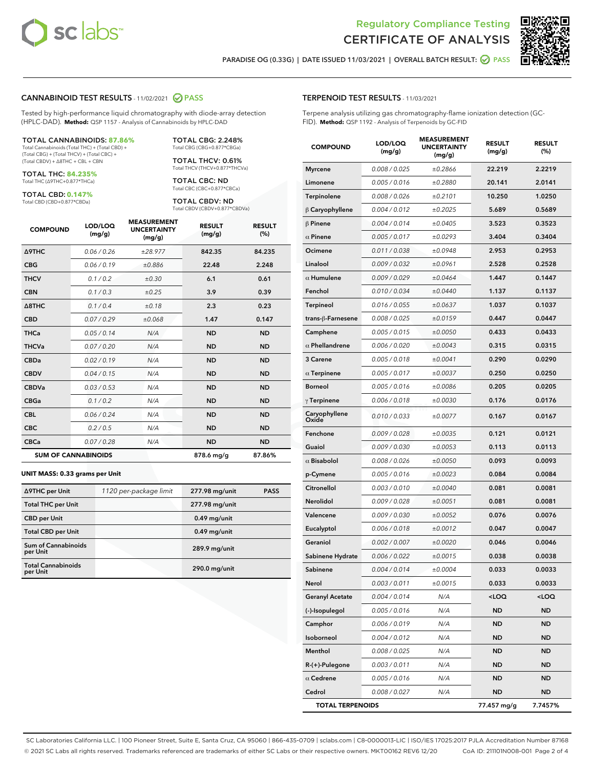# Regulatory Compliance Testing
# CERTIFICATE OF ANALYSIS

PARADISE OG (0.33G) | DATE ISSUED 11/03/2021 | OVERALL BATCH RESULT: PASS

## CANNABINOID TEST RESULTS - 11/02/2021 PASS

Tested by high-performance liquid chromatography with diode-array detection (HPLC-DAD). **Method:** QSP 1157 - Analysis of Cannabinoids by HPLC-DAD

**TOTAL CANNABINOIDS: 87.86%**
Total Cannabinoids (Total THC) + (Total CBD) + (Total CBG) + (Total THCV) + (Total CBC) + (Total CBDV) + Δ8THC + CBL + CBN

**TOTAL THC: 84.235%**
Total THC (Δ9THC+0.877*THCa)

**TOTAL CBD: 0.147%**
Total CBD (CBD+0.877*CBDa)

**TOTAL CBG: 2.248%**
Total CBG (CBG+0.877*CBGa)

**TOTAL THCV: 0.61%**
Total THCV (THCV+0.877*THCVa)

**TOTAL CBC: ND**
Total CBC (CBC+0.877*CBCa)

**TOTAL CBDV: ND**
Total CBDV (CBDV+0.877*CBDVa)

| COMPOUND | LOD/LOQ (mg/g) | MEASUREMENT UNCERTAINTY (mg/g) | RESULT (mg/g) | RESULT (%) |
|---|---|---|---|---|
| Δ9THC | 0.06 / 0.26 | ±28.977 | 842.35 | 84.235 |
| CBG | 0.06 / 0.19 | ±0.886 | 22.48 | 2.248 |
| THCV | 0.1 / 0.2 | ±0.30 | 6.1 | 0.61 |
| CBN | 0.1 / 0.3 | ±0.25 | 3.9 | 0.39 |
| Δ8THC | 0.1 / 0.4 | ±0.18 | 2.3 | 0.23 |
| CBD | 0.07 / 0.29 | ±0.068 | 1.47 | 0.147 |
| THCa | 0.05 / 0.14 | N/A | ND | ND |
| THCVa | 0.07 / 0.20 | N/A | ND | ND |
| CBDa | 0.02 / 0.19 | N/A | ND | ND |
| CBDV | 0.04 / 0.15 | N/A | ND | ND |
| CBDVa | 0.03 / 0.53 | N/A | ND | ND |
| CBGa | 0.1 / 0.2 | N/A | ND | ND |
| CBL | 0.06 / 0.24 | N/A | ND | ND |
| CBC | 0.2 / 0.5 | N/A | ND | ND |
| CBCa | 0.07 / 0.28 | N/A | ND | ND |
| **SUM OF CANNABINOIDS** | | | 878.6 mg/g | 87.86% |

### UNIT MASS: 0.33 grams per Unit

| | | | |
|---|---|---|---|
| Δ9THC per Unit | 1120 per-package limit | 277.98 mg/unit | PASS |
| Total THC per Unit | | 277.98 mg/unit | |
| CBD per Unit | | 0.49 mg/unit | |
| Total CBD per Unit | | 0.49 mg/unit | |
| Sum of Cannabinoids per Unit | | 289.9 mg/unit | |
| Total Cannabinoids per Unit | | 290.0 mg/unit | |

## TERPENOID TEST RESULTS - 11/03/2021

Terpene analysis utilizing gas chromatography-flame ionization detection (GC-FID). **Method:** QSP 1192 - Analysis of Terpenoids by GC-FID

| COMPOUND | LOD/LOQ (mg/g) | MEASUREMENT UNCERTAINTY (mg/g) | RESULT (mg/g) | RESULT (%) |
|---|---|---|---|---|
| Myrcene | 0.008 / 0.025 | ±0.2866 | 22.219 | 2.2219 |
| Limonene | 0.005 / 0.016 | ±0.2880 | 20.141 | 2.0141 |
| Terpinolene | 0.008 / 0.026 | ±0.2101 | 10.250 | 1.0250 |
| β Caryophyllene | 0.004 / 0.012 | ±0.2025 | 5.689 | 0.5689 |
| β Pinene | 0.004 / 0.014 | ±0.0405 | 3.523 | 0.3523 |
| α Pinene | 0.005 / 0.017 | ±0.0293 | 3.404 | 0.3404 |
| Ocimene | 0.011 / 0.038 | ±0.0948 | 2.953 | 0.2953 |
| Linalool | 0.009 / 0.032 | ±0.0961 | 2.528 | 0.2528 |
| α Humulene | 0.009 / 0.029 | ±0.0464 | 1.447 | 0.1447 |
| Fenchol | 0.010 / 0.034 | ±0.0440 | 1.137 | 0.1137 |
| Terpineol | 0.016 / 0.055 | ±0.0637 | 1.037 | 0.1037 |
| trans-β-Farnesene | 0.008 / 0.025 | ±0.0159 | 0.447 | 0.0447 |
| Camphene | 0.005 / 0.015 | ±0.0050 | 0.433 | 0.0433 |
| α Phellandrene | 0.006 / 0.020 | ±0.0043 | 0.315 | 0.0315 |
| 3 Carene | 0.005 / 0.018 | ±0.0041 | 0.290 | 0.0290 |
| α Terpinene | 0.005 / 0.017 | ±0.0037 | 0.250 | 0.0250 |
| Borneol | 0.005 / 0.016 | ±0.0086 | 0.205 | 0.0205 |
| γ Terpinene | 0.006 / 0.018 | ±0.0030 | 0.176 | 0.0176 |
| Caryophyllene Oxide | 0.010 / 0.033 | ±0.0077 | 0.167 | 0.0167 |
| Fenchone | 0.009 / 0.028 | ±0.0035 | 0.121 | 0.0121 |
| Guaiol | 0.009 / 0.030 | ±0.0053 | 0.113 | 0.0113 |
| α Bisabolol | 0.008 / 0.026 | ±0.0050 | 0.093 | 0.0093 |
| p-Cymene | 0.005 / 0.016 | ±0.0023 | 0.084 | 0.0084 |
| Citronellol | 0.003 / 0.010 | ±0.0040 | 0.081 | 0.0081 |
| Nerolidol | 0.009 / 0.028 | ±0.0051 | 0.081 | 0.0081 |
| Valencene | 0.009 / 0.030 | ±0.0052 | 0.076 | 0.0076 |
| Eucalyptol | 0.006 / 0.018 | ±0.0012 | 0.047 | 0.0047 |
| Geraniol | 0.002 / 0.007 | ±0.0020 | 0.046 | 0.0046 |
| Sabinene Hydrate | 0.006 / 0.022 | ±0.0015 | 0.038 | 0.0038 |
| Sabinene | 0.004 / 0.014 | ±0.0004 | 0.033 | 0.0033 |
| Nerol | 0.003 / 0.011 | ±0.0015 | 0.033 | 0.0033 |
| Geranyl Acetate | 0.004 / 0.014 | N/A | <LOQ | <LOQ |
| (-)-Isopulegol | 0.005 / 0.016 | N/A | ND | ND |
| Camphor | 0.006 / 0.019 | N/A | ND | ND |
| Isoborneol | 0.004 / 0.012 | N/A | ND | ND |
| Menthol | 0.008 / 0.025 | N/A | ND | ND |
| R-(+)-Pulegone | 0.003 / 0.011 | N/A | ND | ND |
| α Cedrene | 0.005 / 0.016 | N/A | ND | ND |
| Cedrol | 0.008 / 0.027 | N/A | ND | ND |
| **TOTAL TERPENOIDS** | | | 77.457 mg/g | 7.7457% |

SC Laboratories California LLC. | 100 Pioneer Street, Suite E, Santa Cruz, CA 95060 | 866-435-0709 | sclabs.com | C8-0000013-LIC | ISO/IES 17025:2017 PJLA Accreditation Number 87168
© 2021 SC Labs all rights reserved. Trademarks referenced are trademarks of either SC Labs or their respective owners. MKT00162 REV6 12/20 CoA ID: 211101N008-001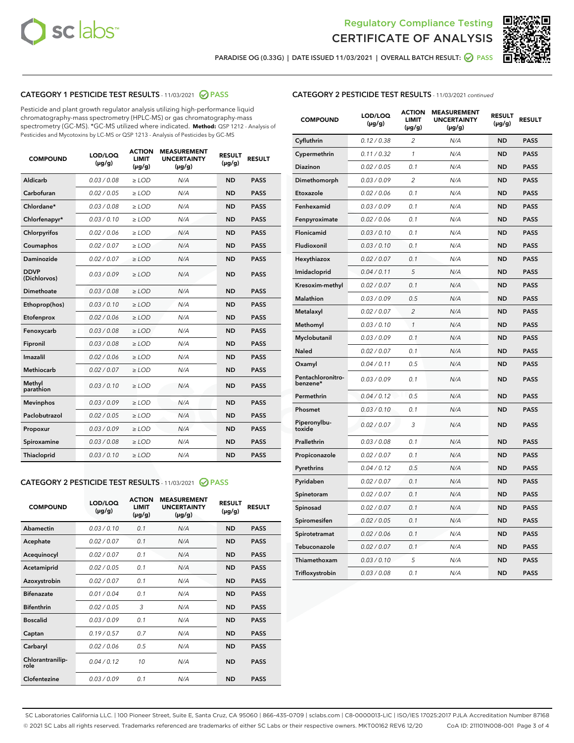Regulatory Compliance Testing

# CERTIFICATE OF ANALYSIS

PARADISE OG (0.33G) | DATE ISSUED 11/03/2021 | OVERALL BATCH RESULT: PASS

## CATEGORY 1 PESTICIDE TEST RESULTS - 11/03/2021 PASS

Pesticide and plant growth regulator analysis utilizing high-performance liquid chromatography-mass spectrometry (HPLC-MS) or gas chromatography-mass spectrometry (GC-MS). *GC-MS utilized where indicated. **Method:** QSP 1212 - Analysis of Pesticides and Mycotoxins by LC-MS or QSP 1213 - Analysis of Pesticides by GC-MS

| COMPOUND | LOD/LOQ (µg/g) | ACTION LIMIT (µg/g) | MEASUREMENT UNCERTAINTY (µg/g) | RESULT (µg/g) | RESULT |
|---|---|---|---|---|---|
| Aldicarb | 0.03 / 0.08 | ≥ LOD | N/A | ND | PASS |
| Carbofuran | 0.02 / 0.05 | ≥ LOD | N/A | ND | PASS |
| Chlordane* | 0.03 / 0.08 | ≥ LOD | N/A | ND | PASS |
| Chlorfenapyr* | 0.03 / 0.10 | ≥ LOD | N/A | ND | PASS |
| Chlorpyrifos | 0.02 / 0.06 | ≥ LOD | N/A | ND | PASS |
| Coumaphos | 0.02 / 0.07 | ≥ LOD | N/A | ND | PASS |
| Daminozide | 0.02 / 0.07 | ≥ LOD | N/A | ND | PASS |
| DDVP (Dichlorvos) | 0.03 / 0.09 | ≥ LOD | N/A | ND | PASS |
| Dimethoate | 0.03 / 0.08 | ≥ LOD | N/A | ND | PASS |
| Ethoprop(hos) | 0.03 / 0.10 | ≥ LOD | N/A | ND | PASS |
| Etofenprox | 0.02 / 0.06 | ≥ LOD | N/A | ND | PASS |
| Fenoxycarb | 0.03 / 0.08 | ≥ LOD | N/A | ND | PASS |
| Fipronil | 0.03 / 0.08 | ≥ LOD | N/A | ND | PASS |
| Imazalil | 0.02 / 0.06 | ≥ LOD | N/A | ND | PASS |
| Methiocarb | 0.02 / 0.07 | ≥ LOD | N/A | ND | PASS |
| Methyl parathion | 0.03 / 0.10 | ≥ LOD | N/A | ND | PASS |
| Mevinphos | 0.03 / 0.09 | ≥ LOD | N/A | ND | PASS |
| Paclobutrazol | 0.02 / 0.05 | ≥ LOD | N/A | ND | PASS |
| Propoxur | 0.03 / 0.09 | ≥ LOD | N/A | ND | PASS |
| Spiroxamine | 0.03 / 0.08 | ≥ LOD | N/A | ND | PASS |
| Thiacloprid | 0.03 / 0.10 | ≥ LOD | N/A | ND | PASS |

## CATEGORY 2 PESTICIDE TEST RESULTS - 11/03/2021 PASS

| COMPOUND | LOD/LOQ (µg/g) | ACTION LIMIT (µg/g) | MEASUREMENT UNCERTAINTY (µg/g) | RESULT (µg/g) | RESULT |
|---|---|---|---|---|---|
| Abamectin | 0.03 / 0.10 | 0.1 | N/A | ND | PASS |
| Acephate | 0.02 / 0.07 | 0.1 | N/A | ND | PASS |
| Acequinocyl | 0.02 / 0.07 | 0.1 | N/A | ND | PASS |
| Acetamiprid | 0.02 / 0.05 | 0.1 | N/A | ND | PASS |
| Azoxystrobin | 0.02 / 0.07 | 0.1 | N/A | ND | PASS |
| Bifenazate | 0.01 / 0.04 | 0.1 | N/A | ND | PASS |
| Bifenthrin | 0.02 / 0.05 | 3 | N/A | ND | PASS |
| Boscalid | 0.03 / 0.09 | 0.1 | N/A | ND | PASS |
| Captan | 0.19 / 0.57 | 0.7 | N/A | ND | PASS |
| Carbaryl | 0.02 / 0.06 | 0.5 | N/A | ND | PASS |
| Chlorantraniliprole | 0.04 / 0.12 | 10 | N/A | ND | PASS |
| Clofentezine | 0.03 / 0.09 | 0.1 | N/A | ND | PASS |
| Cyfluthrin | 0.12 / 0.38 | 2 | N/A | ND | PASS |
| Cypermethrin | 0.11 / 0.32 | 1 | N/A | ND | PASS |
| Diazinon | 0.02 / 0.05 | 0.1 | N/A | ND | PASS |
| Dimethomorph | 0.03 / 0.09 | 2 | N/A | ND | PASS |
| Etoxazole | 0.02 / 0.06 | 0.1 | N/A | ND | PASS |
| Fenhexamid | 0.03 / 0.09 | 0.1 | N/A | ND | PASS |
| Fenpyroximate | 0.02 / 0.06 | 0.1 | N/A | ND | PASS |
| Flonicamid | 0.03 / 0.10 | 0.1 | N/A | ND | PASS |
| Fludioxonil | 0.03 / 0.10 | 0.1 | N/A | ND | PASS |
| Hexythiazox | 0.02 / 0.07 | 0.1 | N/A | ND | PASS |
| Imidacloprid | 0.04 / 0.11 | 5 | N/A | ND | PASS |
| Kresoxim-methyl | 0.02 / 0.07 | 0.1 | N/A | ND | PASS |
| Malathion | 0.03 / 0.09 | 0.5 | N/A | ND | PASS |
| Metalaxyl | 0.02 / 0.07 | 2 | N/A | ND | PASS |
| Methomyl | 0.03 / 0.10 | 1 | N/A | ND | PASS |
| Myclobutanil | 0.03 / 0.09 | 0.1 | N/A | ND | PASS |
| Naled | 0.02 / 0.07 | 0.1 | N/A | ND | PASS |
| Oxamyl | 0.04 / 0.11 | 0.5 | N/A | ND | PASS |
| Pentachloronitrobenzene* | 0.03 / 0.09 | 0.1 | N/A | ND | PASS |
| Permethrin | 0.04 / 0.12 | 0.5 | N/A | ND | PASS |
| Phosmet | 0.03 / 0.10 | 0.1 | N/A | ND | PASS |
| Piperonylbutoxide | 0.02 / 0.07 | 3 | N/A | ND | PASS |
| Prallethrin | 0.03 / 0.08 | 0.1 | N/A | ND | PASS |
| Propiconazole | 0.02 / 0.07 | 0.1 | N/A | ND | PASS |
| Pyrethrins | 0.04 / 0.12 | 0.5 | N/A | ND | PASS |
| Pyridaben | 0.02 / 0.07 | 0.1 | N/A | ND | PASS |
| Spinetoram | 0.02 / 0.07 | 0.1 | N/A | ND | PASS |
| Spinosad | 0.02 / 0.07 | 0.1 | N/A | ND | PASS |
| Spiromesifen | 0.02 / 0.05 | 0.1 | N/A | ND | PASS |
| Spirotetramat | 0.02 / 0.06 | 0.1 | N/A | ND | PASS |
| Tebuconazole | 0.02 / 0.07 | 0.1 | N/A | ND | PASS |
| Thiamethoxam | 0.03 / 0.10 | 5 | N/A | ND | PASS |
| Trifloxystrobin | 0.03 / 0.08 | 0.1 | N/A | ND | PASS |

SC Laboratories California LLC. | 100 Pioneer Street, Suite E, Santa Cruz, CA 95060 | 866-435-0709 | sclabs.com | C8-0000013-LIC | ISO/IES 17025:2017 PJLA Accreditation Number 87168
© 2021 SC Labs all rights reserved. Trademarks referenced are trademarks of either SC Labs or their respective owners. MKT00162 REV6 12/20 CoA ID: 211101N008-001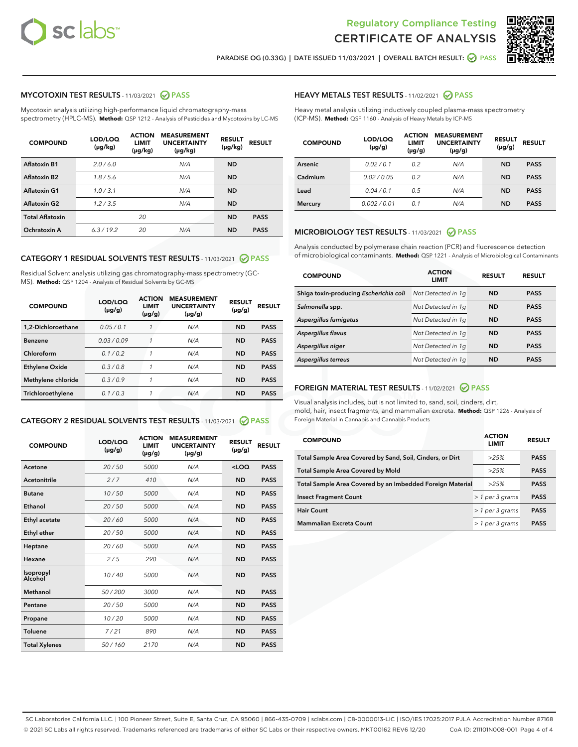Regulatory Compliance Testing
# CERTIFICATE OF ANALYSIS

PARADISE OG (0.33G) | DATE ISSUED 11/03/2021 | OVERALL BATCH RESULT: PASS

## MYCOTOXIN TEST RESULTS - 11/03/2021 PASS

Mycotoxin analysis utilizing high-performance liquid chromatography-mass spectrometry (HPLC-MS). **Method:** QSP 1212 - Analysis of Pesticides and Mycotoxins by LC-MS

| COMPOUND | LOD/LOQ (µg/kg) | ACTION LIMIT (µg/kg) | MEASUREMENT UNCERTAINTY (µg/kg) | RESULT (µg/kg) | RESULT |
|---|---|---|---|---|---|
| Aflatoxin B1 | 2.0 / 6.0 | | N/A | ND | |
| Aflatoxin B2 | 1.8 / 5.6 | | N/A | ND | |
| Aflatoxin G1 | 1.0 / 3.1 | | N/A | ND | |
| Aflatoxin G2 | 1.2 / 3.5 | | N/A | ND | |
| Total Aflatoxin | | 20 | | ND | PASS |
| Ochratoxin A | 6.3 / 19.2 | 20 | N/A | ND | PASS |

## CATEGORY 1 RESIDUAL SOLVENTS TEST RESULTS - 11/03/2021 PASS

Residual Solvent analysis utilizing gas chromatography-mass spectrometry (GC-MS). **Method:** QSP 1204 - Analysis of Residual Solvents by GC-MS

| COMPOUND | LOD/LOQ (µg/g) | ACTION LIMIT (µg/g) | MEASUREMENT UNCERTAINTY (µg/g) | RESULT (µg/g) | RESULT |
|---|---|---|---|---|---|
| 1,2-Dichloroethane | 0.05 / 0.1 | 1 | N/A | ND | PASS |
| Benzene | 0.03 / 0.09 | 1 | N/A | ND | PASS |
| Chloroform | 0.1 / 0.2 | 1 | N/A | ND | PASS |
| Ethylene Oxide | 0.3 / 0.8 | 1 | N/A | ND | PASS |
| Methylene chloride | 0.3 / 0.9 | 1 | N/A | ND | PASS |
| Trichloroethylene | 0.1 / 0.3 | 1 | N/A | ND | PASS |

## CATEGORY 2 RESIDUAL SOLVENTS TEST RESULTS - 11/03/2021 PASS

| COMPOUND | LOD/LOQ (µg/g) | ACTION LIMIT (µg/g) | MEASUREMENT UNCERTAINTY (µg/g) | RESULT (µg/g) | RESULT |
|---|---|---|---|---|---|
| Acetone | 20 / 50 | 5000 | N/A | <LOQ | PASS |
| Acetonitrile | 2 / 7 | 410 | N/A | ND | PASS |
| Butane | 10 / 50 | 5000 | N/A | ND | PASS |
| Ethanol | 20 / 50 | 5000 | N/A | ND | PASS |
| Ethyl acetate | 20 / 60 | 5000 | N/A | ND | PASS |
| Ethyl ether | 20 / 50 | 5000 | N/A | ND | PASS |
| Heptane | 20 / 60 | 5000 | N/A | ND | PASS |
| Hexane | 2 / 5 | 290 | N/A | ND | PASS |
| Isopropyl Alcohol | 10 / 40 | 5000 | N/A | ND | PASS |
| Methanol | 50 / 200 | 3000 | N/A | ND | PASS |
| Pentane | 20 / 50 | 5000 | N/A | ND | PASS |
| Propane | 10 / 20 | 5000 | N/A | ND | PASS |
| Toluene | 7 / 21 | 890 | N/A | ND | PASS |
| Total Xylenes | 50 / 160 | 2170 | N/A | ND | PASS |

## HEAVY METALS TEST RESULTS - 11/02/2021 PASS

Heavy metal analysis utilizing inductively coupled plasma-mass spectrometry (ICP-MS). **Method:** QSP 1160 - Analysis of Heavy Metals by ICP-MS

| COMPOUND | LOD/LOQ (µg/g) | ACTION LIMIT (µg/g) | MEASUREMENT UNCERTAINTY (µg/g) | RESULT (µg/g) | RESULT |
|---|---|---|---|---|---|
| Arsenic | 0.02 / 0.1 | 0.2 | N/A | ND | PASS |
| Cadmium | 0.02 / 0.05 | 0.2 | N/A | ND | PASS |
| Lead | 0.04 / 0.1 | 0.5 | N/A | ND | PASS |
| Mercury | 0.002 / 0.01 | 0.1 | N/A | ND | PASS |

## MICROBIOLOGY TEST RESULTS - 11/03/2021 PASS

Analysis conducted by polymerase chain reaction (PCR) and fluorescence detection of microbiological contaminants. **Method:** QSP 1221 - Analysis of Microbiological Contaminants

| COMPOUND | ACTION LIMIT | RESULT | RESULT |
|---|---|---|---|
| Shiga toxin-producing *Escherichia coli* | Not Detected in 1g | ND | PASS |
| *Salmonella* spp. | Not Detected in 1g | ND | PASS |
| *Aspergillus fumigatus* | Not Detected in 1g | ND | PASS |
| *Aspergillus flavus* | Not Detected in 1g | ND | PASS |
| *Aspergillus niger* | Not Detected in 1g | ND | PASS |
| *Aspergillus terreus* | Not Detected in 1g | ND | PASS |

## FOREIGN MATERIAL TEST RESULTS - 11/02/2021 PASS

Visual analysis includes, but is not limited to, sand, soil, cinders, dirt, mold, hair, insect fragments, and mammalian excreta. **Method:** QSP 1226 - Analysis of Foreign Material in Cannabis and Cannabis Products

| COMPOUND | ACTION LIMIT | RESULT |
|---|---|---|
| Total Sample Area Covered by Sand, Soil, Cinders, or Dirt | >25% | PASS |
| Total Sample Area Covered by Mold | >25% | PASS |
| Total Sample Area Covered by an Imbedded Foreign Material | >25% | PASS |
| Insect Fragment Count | > 1 per 3 grams | PASS |
| Hair Count | > 1 per 3 grams | PASS |
| Mammalian Excreta Count | > 1 per 3 grams | PASS |

SC Laboratories California LLC. | 100 Pioneer Street, Suite E, Santa Cruz, CA 95060 | 866-435-0709 | sclabs.com | C8-0000013-LIC | ISO/IES 17025:2017 PJLA Accreditation Number 87168
© 2021 SC Labs all rights reserved. Trademarks referenced are trademarks of either SC Labs or their respective owners. MKT00162 REV6 12/20 CoA ID: 211101N008-001